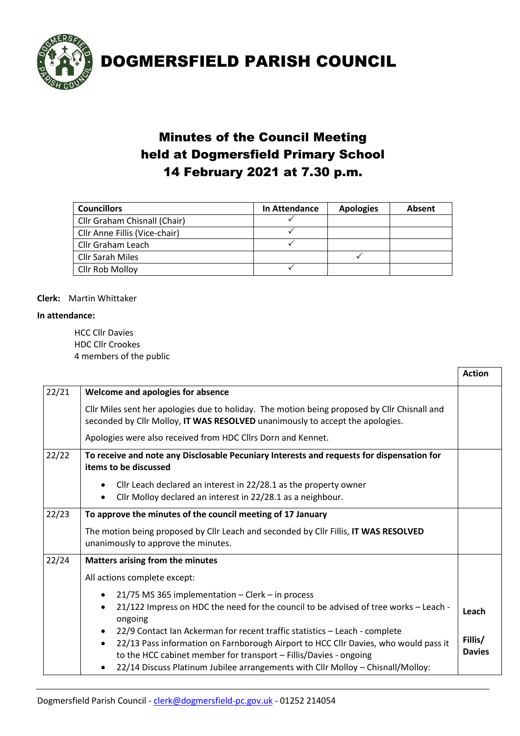# DOGMERSFIELD PARISH COUNCIL

## Minutes of the Council Meeting held at Dogmersfield Primary School 14 February 2021 at 7.30 p.m.

| Councillors | In Attendance | Apologies | Absent |
|---|---|---|---|
| Cllr Graham Chisnall (Chair) | ✓ | | |
| Cllr Anne Fillis (Vice-chair) | ✓ | | |
| Cllr Graham Leach | ✓ | | |
| Cllr Sarah Miles | | ✓ | |
| Cllr Rob Molloy | ✓ | | |

**Clerk:** Martin Whittaker

**In attendance:**

HCC Cllr Davies
HDC Cllr Crookes
4 members of the public

| | | Action |
|---|---|---|
| 22/21 | **Welcome and apologies for absence**<br><br>Cllr Miles sent her apologies due to holiday. The motion being proposed by Cllr Chisnall and seconded by Cllr Molloy, **IT WAS RESOLVED** unanimously to accept the apologies.<br><br>Apologies were also received from HDC Cllrs Dorn and Kennet. | |
| 22/22 | **To receive and note any Disclosable Pecuniary Interests and requests for dispensation for items to be discussed**<br><br>• Cllr Leach declared an interest in 22/28.1 as the property owner<br>• Cllr Molloy declared an interest in 22/28.1 as a neighbour. | |
| 22/23 | **To approve the minutes of the council meeting of 17 January**<br><br>The motion being proposed by Cllr Leach and seconded by Cllr Fillis, **IT WAS RESOLVED** unanimously to approve the minutes. | |
| 22/24 | **Matters arising from the minutes**<br><br>All actions complete except:<br><br>• 21/75 MS 365 implementation – Clerk – in process<br>• 21/122 Impress on HDC the need for the council to be advised of tree works – Leach - ongoing<br>• 22/9 Contact Ian Ackerman for recent traffic statistics – Leach - complete<br>• 22/13 Pass information on Farnborough Airport to HCC Cllr Davies, who would pass it to the HCC cabinet member for transport – Fillis/Davies - ongoing<br>• 22/14 Discuss Platinum Jubilee arrangements with Cllr Molloy – Chisnall/Molloy: | Leach<br><br>Fillis/ Davies |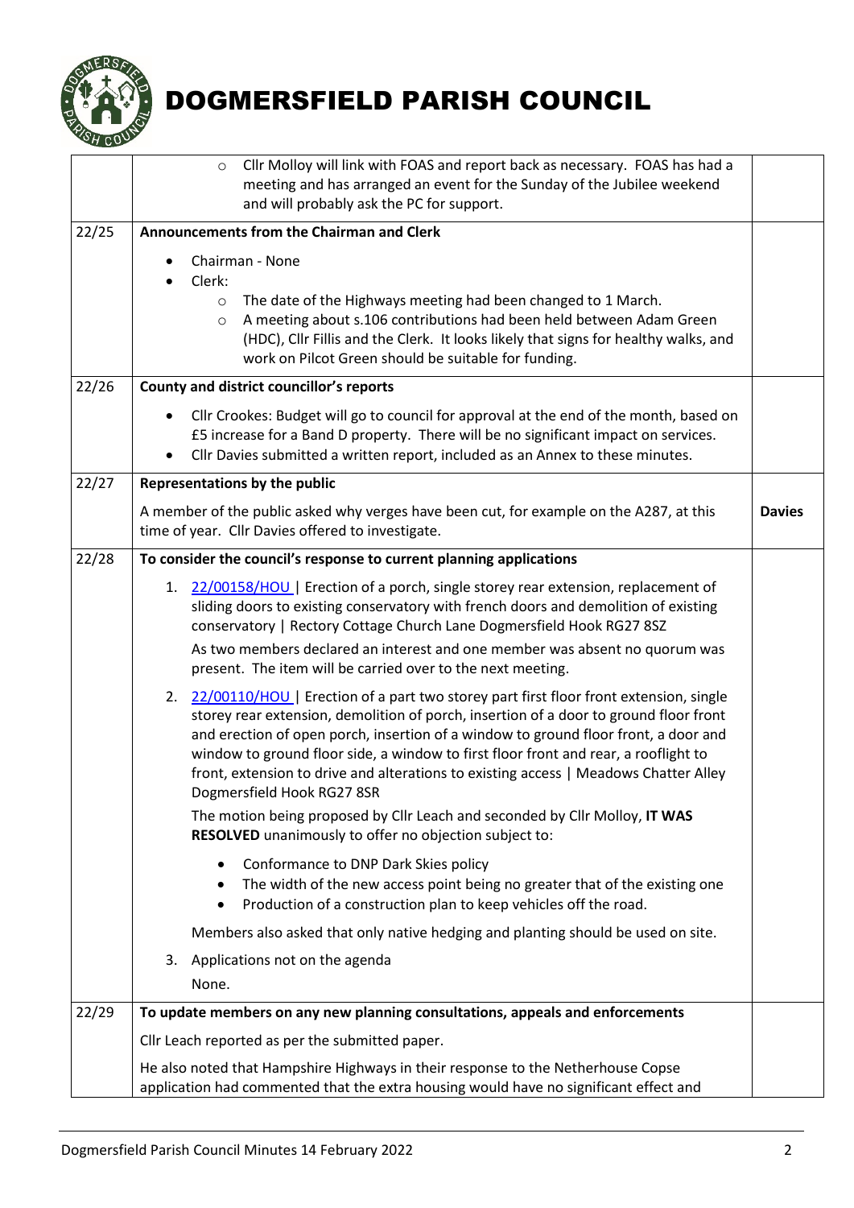# DOGMERSFIELD PARISH COUNCIL

| | | |
|---|---|---|
| | ○ Cllr Molloy will link with FOAS and report back as necessary. FOAS has had a meeting and has arranged an event for the Sunday of the Jubilee weekend and will probably ask the PC for support. | |
| 22/25 | **Announcements from the Chairman and Clerk**<br><br>• Chairman - None<br>• Clerk:<br>○ The date of the Highways meeting had been changed to 1 March.<br>○ A meeting about s.106 contributions had been held between Adam Green (HDC), Cllr Fillis and the Clerk. It looks likely that signs for healthy walks, and work on Pilcot Green should be suitable for funding. | |
| 22/26 | **County and district councillor's reports**<br><br>• Cllr Crookes: Budget will go to council for approval at the end of the month, based on £5 increase for a Band D property. There will be no significant impact on services.<br>• Cllr Davies submitted a written report, included as an Annex to these minutes. | |
| 22/27 | **Representations by the public**<br><br>A member of the public asked why verges have been cut, for example on the A287, at this time of year. Cllr Davies offered to investigate. | **Davies** |
| 22/28 | **To consider the council's response to current planning applications**<br><br>1. 22/00158/HOU \| Erection of a porch, single storey rear extension, replacement of sliding doors to existing conservatory with french doors and demolition of existing conservatory \| Rectory Cottage Church Lane Dogmersfield Hook RG27 8SZ<br>As two members declared an interest and one member was absent no quorum was present. The item will be carried over to the next meeting.<br><br>2. 22/00110/HOU \| Erection of a part two storey part first floor front extension, single storey rear extension, demolition of porch, insertion of a door to ground floor front and erection of open porch, insertion of a window to ground floor front, a door and window to ground floor side, a window to first floor front and rear, a rooflight to front, extension to drive and alterations to existing access \| Meadows Chatter Alley Dogmersfield Hook RG27 8SR<br>The motion being proposed by Cllr Leach and seconded by Cllr Molloy, **IT WAS RESOLVED** unanimously to offer no objection subject to:<br>• Conformance to DNP Dark Skies policy<br>• The width of the new access point being no greater that of the existing one<br>• Production of a construction plan to keep vehicles off the road.<br>Members also asked that only native hedging and planting should be used on site.<br><br>3. Applications not on the agenda<br>None. | |
| 22/29 | **To update members on any new planning consultations, appeals and enforcements**<br><br>Cllr Leach reported as per the submitted paper.<br><br>He also noted that Hampshire Highways in their response to the Netherhouse Copse application had commented that the extra housing would have no significant effect and | |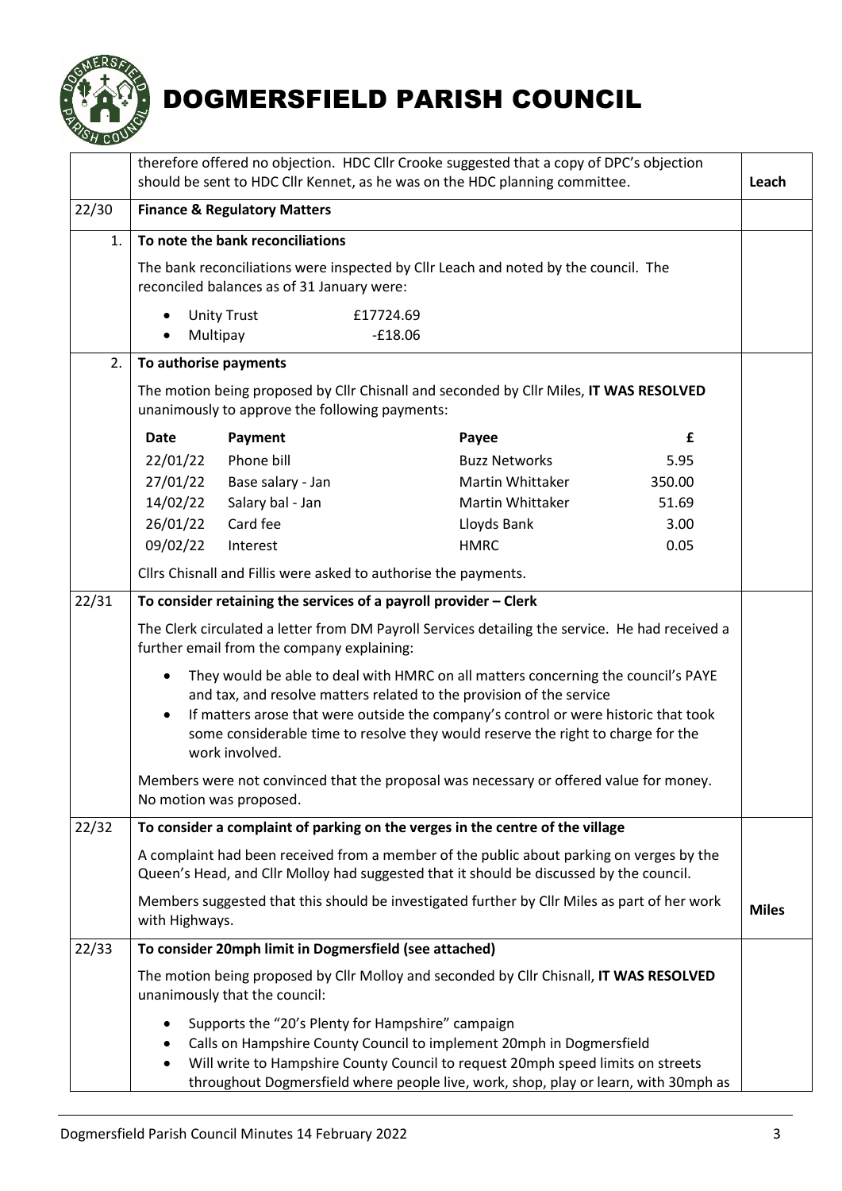# DOGMERSFIELD PARISH COUNCIL

| | | |
|---|---|---|
| | therefore offered no objection. HDC Cllr Crooke suggested that a copy of DPC's objection should be sent to HDC Cllr Kennet, as he was on the HDC planning committee. | **Leach** |
| 22/30 | **Finance & Regulatory Matters** | |
| 1. | **To note the bank reconciliations** | |
| | The bank reconciliations were inspected by Cllr Leach and noted by the council. The reconciled balances as of 31 January were:<br>• Unity Trust £17724.69<br>• Multipay -£18.06 | |
| 2. | **To authorise payments** | |
| | The motion being proposed by Cllr Chisnall and seconded by Cllr Miles, **IT WAS RESOLVED** unanimously to approve the following payments: | |

| Date | Payment | Payee | £ |
|---|---|---|---|
| 22/01/22 | Phone bill | Buzz Networks | 5.95 |
| 27/01/22 | Base salary - Jan | Martin Whittaker | 350.00 |
| 14/02/22 | Salary bal - Jan | Martin Whittaker | 51.69 |
| 26/01/22 | Card fee | Lloyds Bank | 3.00 |
| 09/02/22 | Interest | HMRC | 0.05 |

| | | |
|---|---|---|
| | Cllrs Chisnall and Fillis were asked to authorise the payments. | |
| 22/31 | **To consider retaining the services of a payroll provider – Clerk** | |
| | The Clerk circulated a letter from DM Payroll Services detailing the service. He had received a further email from the company explaining:<br>• They would be able to deal with HMRC on all matters concerning the council's PAYE and tax, and resolve matters related to the provision of the service<br>• If matters arose that were outside the company's control or were historic that took some considerable time to resolve they would reserve the right to charge for the work involved.<br><br>Members were not convinced that the proposal was necessary or offered value for money. No motion was proposed. | |
| 22/32 | **To consider a complaint of parking on the verges in the centre of the village** | |
| | A complaint had been received from a member of the public about parking on verges by the Queen's Head, and Cllr Molloy had suggested that it should be discussed by the council.<br><br>Members suggested that this should be investigated further by Cllr Miles as part of her work with Highways. | **Miles** |
| 22/33 | **To consider 20mph limit in Dogmersfield (see attached)** | |
| | The motion being proposed by Cllr Molloy and seconded by Cllr Chisnall, **IT WAS RESOLVED** unanimously that the council:<br>• Supports the "20's Plenty for Hampshire" campaign<br>• Calls on Hampshire County Council to implement 20mph in Dogmersfield<br>• Will write to Hampshire County Council to request 20mph speed limits on streets throughout Dogmersfield where people live, work, shop, play or learn, with 30mph as | |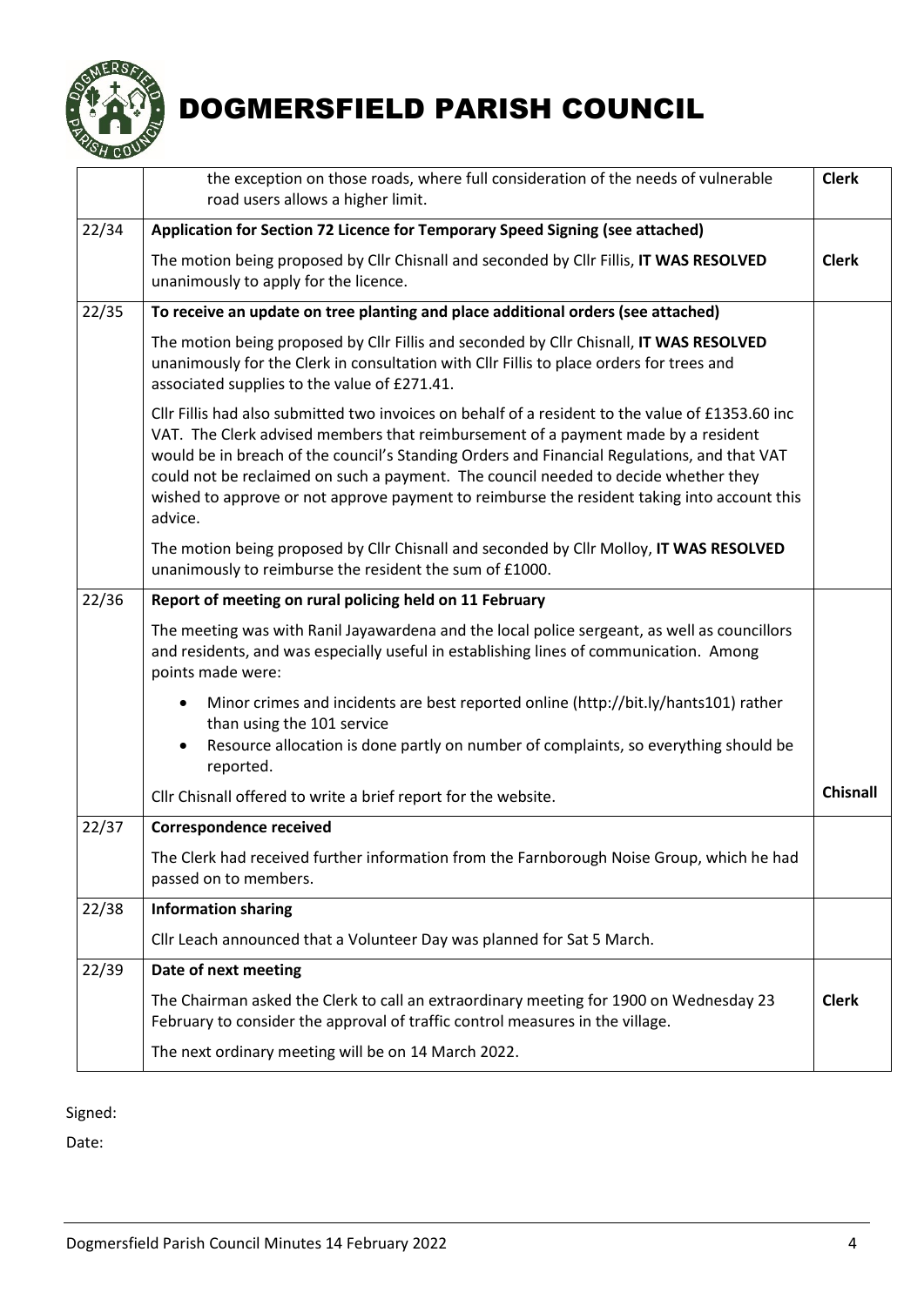| | | |
|---|---|---|
| | the exception on those roads, where full consideration of the needs of vulnerable road users allows a higher limit. | **Clerk** |
| 22/34 | **Application for Section 72 Licence for Temporary Speed Signing (see attached)** | |
| | The motion being proposed by Cllr Chisnall and seconded by Cllr Fillis, **IT WAS RESOLVED** unanimously to apply for the licence. | **Clerk** |
| 22/35 | **To receive an update on tree planting and place additional orders (see attached)** | |
| | The motion being proposed by Cllr Fillis and seconded by Cllr Chisnall, **IT WAS RESOLVED** unanimously for the Clerk in consultation with Cllr Fillis to place orders for trees and associated supplies to the value of £271.41. | |
| | Cllr Fillis had also submitted two invoices on behalf of a resident to the value of £1353.60 inc VAT. The Clerk advised members that reimbursement of a payment made by a resident would be in breach of the council's Standing Orders and Financial Regulations, and that VAT could not be reclaimed on such a payment. The council needed to decide whether they wished to approve or not approve payment to reimburse the resident taking into account this advice. | |
| | The motion being proposed by Cllr Chisnall and seconded by Cllr Molloy, **IT WAS RESOLVED** unanimously to reimburse the resident the sum of £1000. | |
| 22/36 | **Report of meeting on rural policing held on 11 February** | |
| | The meeting was with Ranil Jayawardena and the local police sergeant, as well as councillors and residents, and was especially useful in establishing lines of communication. Among points made were: <br>• Minor crimes and incidents are best reported online (http://bit.ly/hants101) rather than using the 101 service <br>• Resource allocation is done partly on number of complaints, so everything should be reported. | |
| | Cllr Chisnall offered to write a brief report for the website. | **Chisnall** |
| 22/37 | **Correspondence received** | |
| | The Clerk had received further information from the Farnborough Noise Group, which he had passed on to members. | |
| 22/38 | **Information sharing** | |
| | Cllr Leach announced that a Volunteer Day was planned for Sat 5 March. | |
| 22/39 | **Date of next meeting** | |
| | The Chairman asked the Clerk to call an extraordinary meeting for 1900 on Wednesday 23 February to consider the approval of traffic control measures in the village. | **Clerk** |
| | The next ordinary meeting will be on 14 March 2022. | |

Signed:

Date: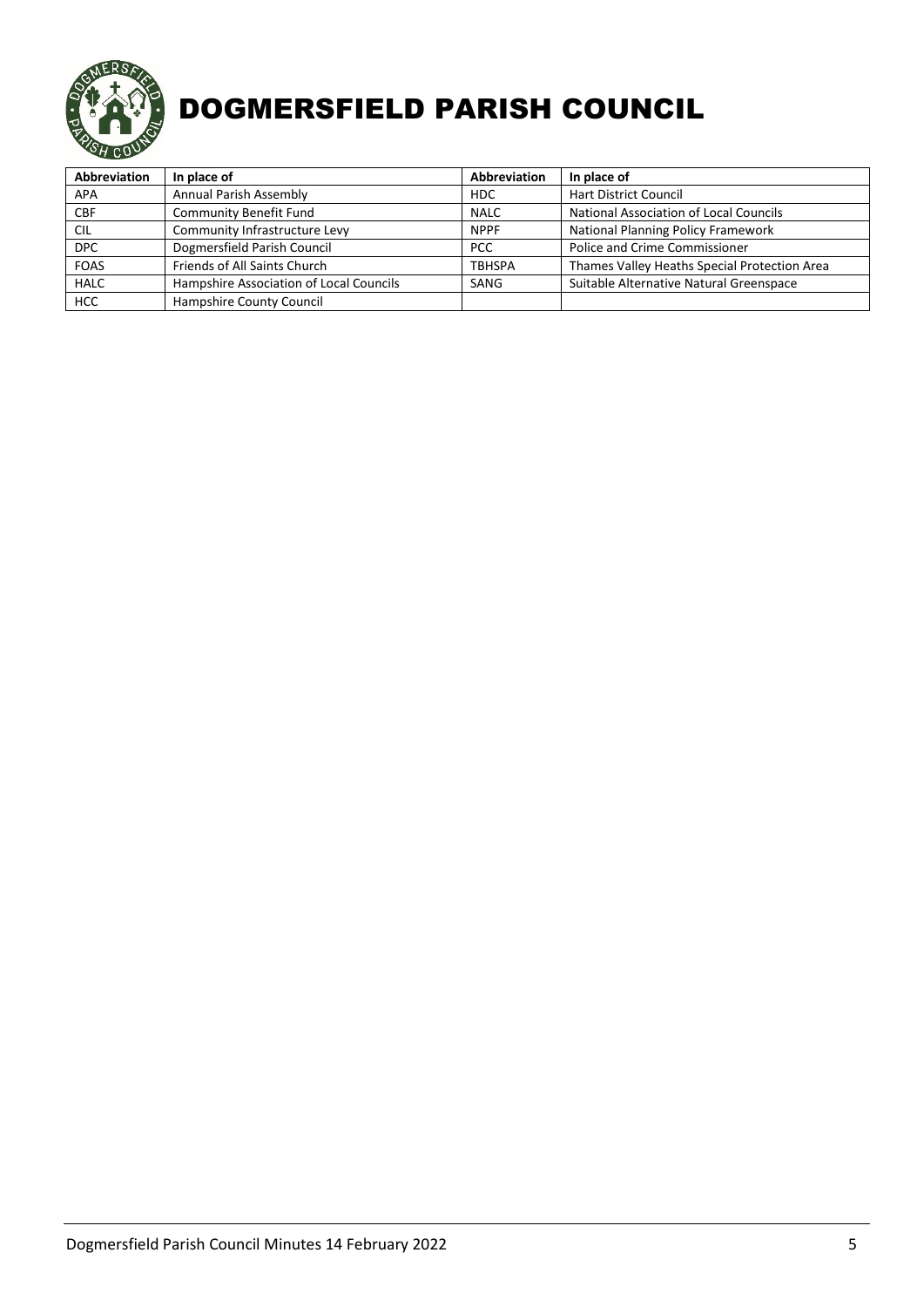# DOGMERSFIELD PARISH COUNCIL

| Abbreviation | In place of | Abbreviation | In place of |
|---|---|---|---|
| APA | Annual Parish Assembly | HDC | Hart District Council |
| CBF | Community Benefit Fund | NALC | National Association of Local Councils |
| CIL | Community Infrastructure Levy | NPPF | National Planning Policy Framework |
| DPC | Dogmersfield Parish Council | PCC | Police and Crime Commissioner |
| FOAS | Friends of All Saints Church | TBHSPA | Thames Valley Heaths Special Protection Area |
| HALC | Hampshire Association of Local Councils | SANG | Suitable Alternative Natural Greenspace |
| HCC | Hampshire County Council | | |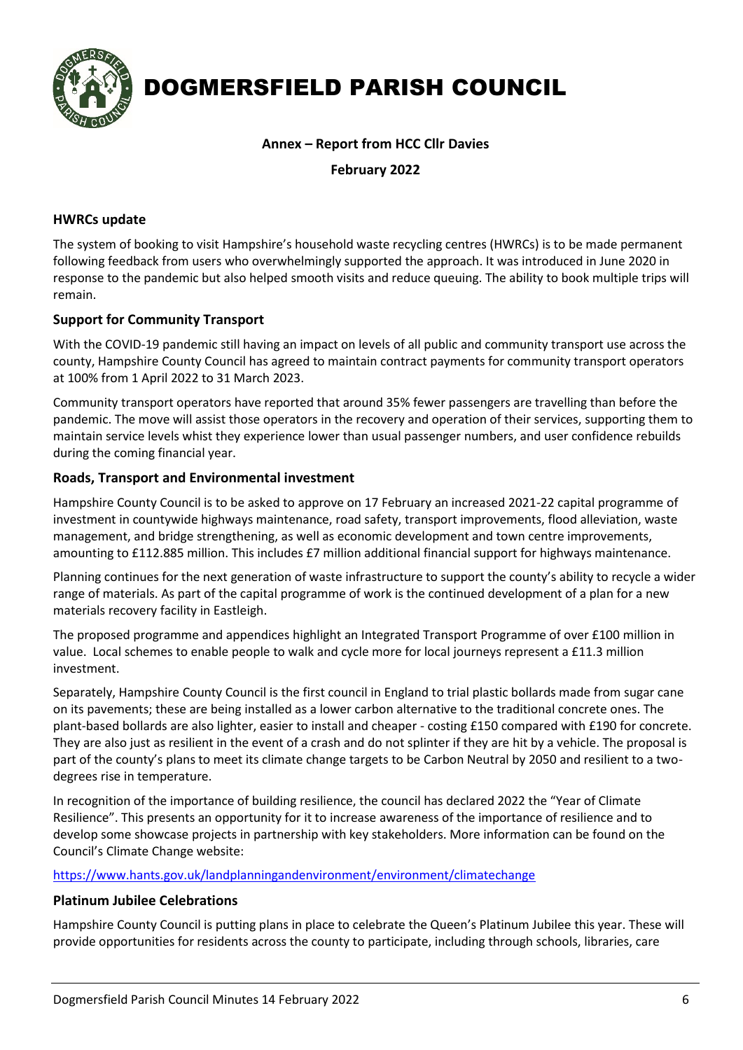# DOGMERSFIELD PARISH COUNCIL

**Annex – Report from HCC Cllr Davies**

**February 2022**

### HWRCs update

The system of booking to visit Hampshire's household waste recycling centres (HWRCs) is to be made permanent following feedback from users who overwhelmingly supported the approach. It was introduced in June 2020 in response to the pandemic but also helped smooth visits and reduce queuing. The ability to book multiple trips will remain.

### Support for Community Transport

With the COVID-19 pandemic still having an impact on levels of all public and community transport use across the county, Hampshire County Council has agreed to maintain contract payments for community transport operators at 100% from 1 April 2022 to 31 March 2023.

Community transport operators have reported that around 35% fewer passengers are travelling than before the pandemic. The move will assist those operators in the recovery and operation of their services, supporting them to maintain service levels whilst they experience lower than usual passenger numbers, and user confidence rebuilds during the coming financial year.

### Roads, Transport and Environmental investment

Hampshire County Council is to be asked to approve on 17 February an increased 2021-22 capital programme of investment in countywide highways maintenance, road safety, transport improvements, flood alleviation, waste management, and bridge strengthening, as well as economic development and town centre improvements, amounting to £112.885 million. This includes £7 million additional financial support for highways maintenance.

Planning continues for the next generation of waste infrastructure to support the county's ability to recycle a wider range of materials. As part of the capital programme of work is the continued development of a plan for a new materials recovery facility in Eastleigh.

The proposed programme and appendices highlight an Integrated Transport Programme of over £100 million in value. Local schemes to enable people to walk and cycle more for local journeys represent a £11.3 million investment.

Separately, Hampshire County Council is the first council in England to trial plastic bollards made from sugar cane on its pavements; these are being installed as a lower carbon alternative to the traditional concrete ones. The plant-based bollards are also lighter, easier to install and cheaper - costing £150 compared with £190 for concrete. They are also just as resilient in the event of a crash and do not splinter if they are hit by a vehicle. The proposal is part of the county's plans to meet its climate change targets to be Carbon Neutral by 2050 and resilient to a two-degrees rise in temperature.

In recognition of the importance of building resilience, the council has declared 2022 the "Year of Climate Resilience". This presents an opportunity for it to increase awareness of the importance of resilience and to develop some showcase projects in partnership with key stakeholders. More information can be found on the Council's Climate Change website:

https://www.hants.gov.uk/landplanningandenvironment/environment/climatechange

### Platinum Jubilee Celebrations

Hampshire County Council is putting plans in place to celebrate the Queen's Platinum Jubilee this year. These will provide opportunities for residents across the county to participate, including through schools, libraries, care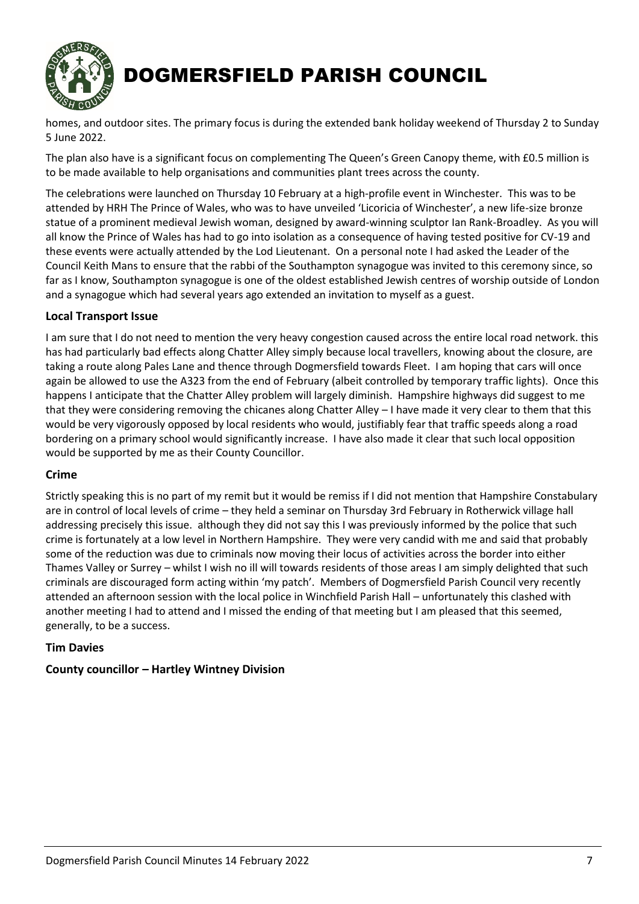homes, and outdoor sites. The primary focus is during the extended bank holiday weekend of Thursday 2 to Sunday 5 June 2022.

The plan also have is a significant focus on complementing The Queen's Green Canopy theme, with £0.5 million is to be made available to help organisations and communities plant trees across the county.

The celebrations were launched on Thursday 10 February at a high-profile event in Winchester. This was to be attended by HRH The Prince of Wales, who was to have unveiled 'Licoricia of Winchester', a new life-size bronze statue of a prominent medieval Jewish woman, designed by award-winning sculptor Ian Rank-Broadley. As you will all know the Prince of Wales has had to go into isolation as a consequence of having tested positive for CV-19 and these events were actually attended by the Lod Lieutenant. On a personal note I had asked the Leader of the Council Keith Mans to ensure that the rabbi of the Southampton synagogue was invited to this ceremony since, so far as I know, Southampton synagogue is one of the oldest established Jewish centres of worship outside of London and a synagogue which had several years ago extended an invitation to myself as a guest.

### Local Transport Issue

I am sure that I do not need to mention the very heavy congestion caused across the entire local road network. this has had particularly bad effects along Chatter Alley simply because local travellers, knowing about the closure, are taking a route along Pales Lane and thence through Dogmersfield towards Fleet. I am hoping that cars will once again be allowed to use the A323 from the end of February (albeit controlled by temporary traffic lights). Once this happens I anticipate that the Chatter Alley problem will largely diminish. Hampshire highways did suggest to me that they were considering removing the chicanes along Chatter Alley – I have made it very clear to them that this would be very vigorously opposed by local residents who would, justifiably fear that traffic speeds along a road bordering on a primary school would significantly increase. I have also made it clear that such local opposition would be supported by me as their County Councillor.

### Crime

Strictly speaking this is no part of my remit but it would be remiss if I did not mention that Hampshire Constabulary are in control of local levels of crime – they held a seminar on Thursday 3rd February in Rotherwick village hall addressing precisely this issue. although they did not say this I was previously informed by the police that such crime is fortunately at a low level in Northern Hampshire. They were very candid with me and said that probably some of the reduction was due to criminals now moving their locus of activities across the border into either Thames Valley or Surrey – whilst I wish no ill will towards residents of those areas I am simply delighted that such criminals are discouraged form acting within 'my patch'. Members of Dogmersfield Parish Council very recently attended an afternoon session with the local police in Winchfield Parish Hall – unfortunately this clashed with another meeting I had to attend and I missed the ending of that meeting but I am pleased that this seemed, generally, to be a success.

**Tim Davies**

**County councillor – Hartley Wintney Division**